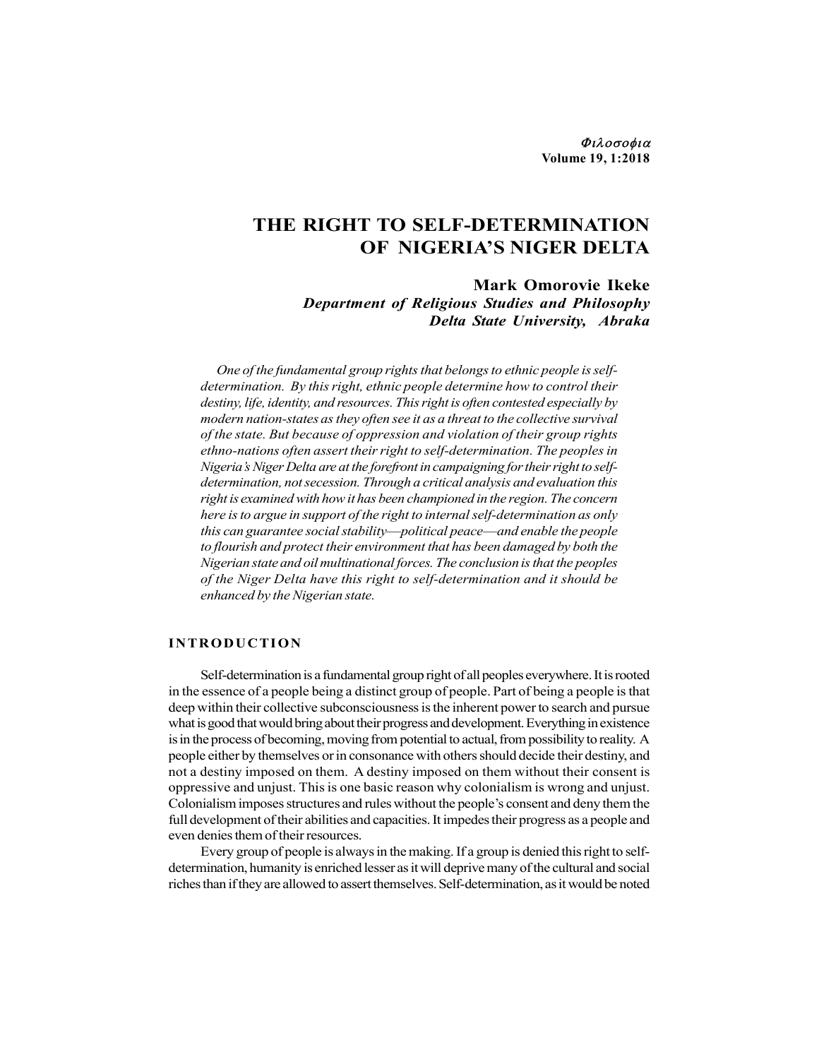# THE RIGHT TO SELF-DETERMINATION OF NIGERIA'S NIGER DELTA

**Mark Omorovie Ikeke**
***Department of Religious Studies and Philosophy***
***Delta State University, Abraka***

*One of the fundamental group rights that belongs to ethnic people is self-determination. By this right, ethnic people determine how to control their destiny, life, identity, and resources. This right is often contested especially by modern nation-states as they often see it as a threat to the collective survival of the state. But because of oppression and violation of their group rights ethno-nations often assert their right to self-determination. The peoples in Nigeria's Niger Delta are at the forefront in campaigning for their right to self-determination, not secession. Through a critical analysis and evaluation this right is examined with how it has been championed in the region. The concern here is to argue in support of the right to internal self-determination as only this can guarantee social stability—political peace—and enable the people to flourish and protect their environment that has been damaged by both the Nigerian state and oil multinational forces. The conclusion is that the peoples of the Niger Delta have this right to self-determination and it should be enhanced by the Nigerian state.*

## INTRODUCTION

Self-determination is a fundamental group right of all peoples everywhere. It is rooted in the essence of a people being a distinct group of people. Part of being a people is that deep within their collective subconsciousness is the inherent power to search and pursue what is good that would bring about their progress and development. Everything in existence is in the process of becoming, moving from potential to actual, from possibility to reality. A people either by themselves or in consonance with others should decide their destiny, and not a destiny imposed on them. A destiny imposed on them without their consent is oppressive and unjust. This is one basic reason why colonialism is wrong and unjust. Colonialism imposes structures and rules without the people's consent and deny them the full development of their abilities and capacities. It impedes their progress as a people and even denies them of their resources.

Every group of people is always in the making. If a group is denied this right to self-determination, humanity is enriched lesser as it will deprive many of the cultural and social riches than if they are allowed to assert themselves. Self-determination, as it would be noted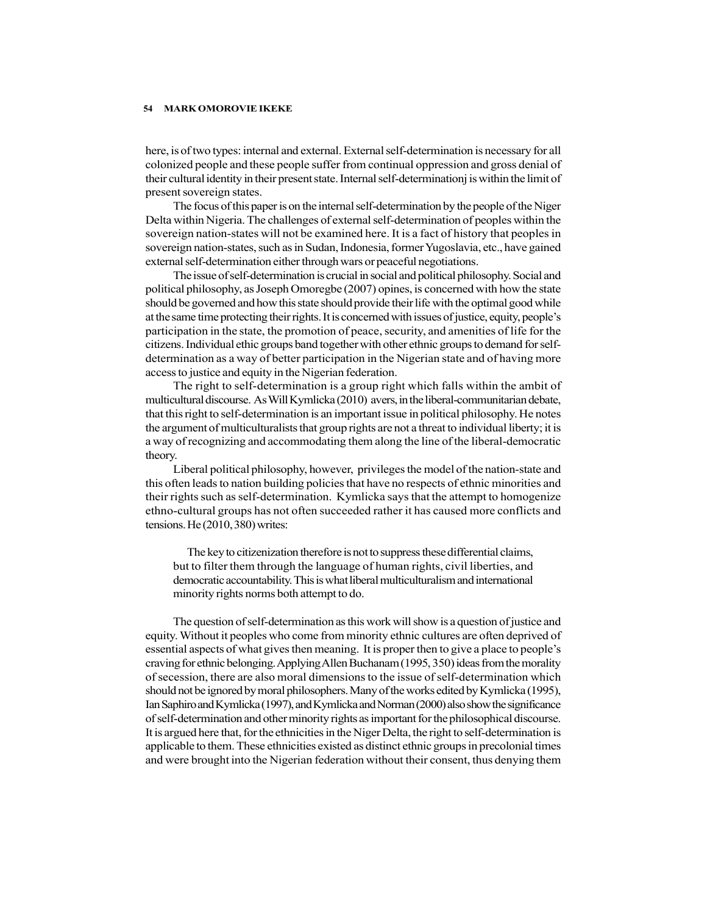here, is of two types: internal and external. External self-determination is necessary for all colonized people and these people suffer from continual oppression and gross denial of their cultural identity in their present state. Internal self-determinationj is within the limit of present sovereign states.

The focus of this paper is on the internal self-determination by the people of the Niger Delta within Nigeria. The challenges of external self-determination of peoples within the sovereign nation-states will not be examined here. It is a fact of history that peoples in sovereign nation-states, such as in Sudan, Indonesia, former Yugoslavia, etc., have gained external self-determination either through wars or peaceful negotiations.

The issue of self-determination is crucial in social and political philosophy. Social and political philosophy, as Joseph Omoregbe (2007) opines, is concerned with how the state should be governed and how this state should provide their life with the optimal good while at the same time protecting their rights. It is concerned with issues of justice, equity, people's participation in the state, the promotion of peace, security, and amenities of life for the citizens. Individual ethic groups band together with other ethnic groups to demand for self-determination as a way of better participation in the Nigerian state and of having more access to justice and equity in the Nigerian federation.

The right to self-determination is a group right which falls within the ambit of multicultural discourse. As Will Kymlicka (2010) avers, in the liberal-communitarian debate, that this right to self-determination is an important issue in political philosophy. He notes the argument of multiculturalists that group rights are not a threat to individual liberty; it is a way of recognizing and accommodating them along the line of the liberal-democratic theory.

Liberal political philosophy, however, privileges the model of the nation-state and this often leads to nation building policies that have no respects of ethnic minorities and their rights such as self-determination. Kymlicka says that the attempt to homogenize ethno-cultural groups has not often succeeded rather it has caused more conflicts and tensions. He (2010, 380) writes:

> The key to citizenization therefore is not to suppress these differential claims, but to filter them through the language of human rights, civil liberties, and democratic accountability. This is what liberal multiculturalism and international minority rights norms both attempt to do.

The question of self-determination as this work will show is a question of justice and equity. Without it peoples who come from minority ethnic cultures are often deprived of essential aspects of what gives then meaning. It is proper then to give a place to people's craving for ethnic belonging. Applying Allen Buchanam (1995, 350) ideas from the morality of secession, there are also moral dimensions to the issue of self-determination which should not be ignored by moral philosophers. Many of the works edited by Kymlicka (1995), Ian Saphiro and Kymlicka (1997), and Kymlicka and Norman (2000) also show the significance of self-determination and other minority rights as important for the philosophical discourse. It is argued here that, for the ethnicities in the Niger Delta, the right to self-determination is applicable to them. These ethnicities existed as distinct ethnic groups in precolonial times and were brought into the Nigerian federation without their consent, thus denying them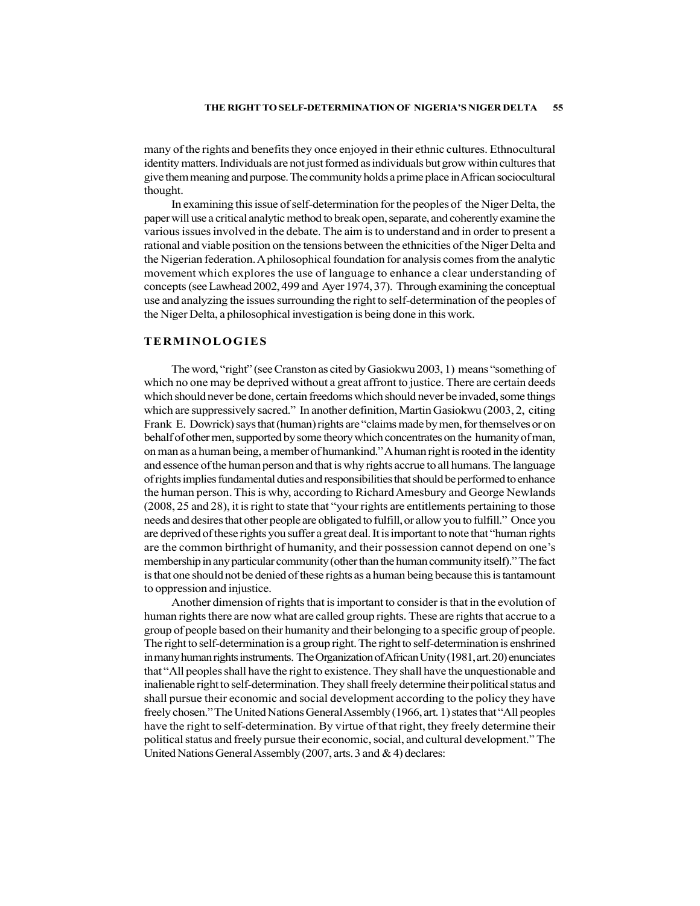many of the rights and benefits they once enjoyed in their ethnic cultures. Ethnocultural identity matters. Individuals are not just formed as individuals but grow within cultures that give them meaning and purpose. The community holds a prime place in African sociocultural thought.

In examining this issue of self-determination for the peoples of the Niger Delta, the paper will use a critical analytic method to break open, separate, and coherently examine the various issues involved in the debate. The aim is to understand and in order to present a rational and viable position on the tensions between the ethnicities of the Niger Delta and the Nigerian federation. A philosophical foundation for analysis comes from the analytic movement which explores the use of language to enhance a clear understanding of concepts (see Lawhead 2002, 499 and Ayer 1974, 37). Through examining the conceptual use and analyzing the issues surrounding the right to self-determination of the peoples of the Niger Delta, a philosophical investigation is being done in this work.

## TERMINOLOGIES

The word, "right" (see Cranston as cited by Gasiokwu 2003, 1) means "something of which no one may be deprived without a great affront to justice. There are certain deeds which should never be done, certain freedoms which should never be invaded, some things which are suppressively sacred." In another definition, Martin Gasiokwu (2003, 2, citing Frank E. Dowrick) says that (human) rights are "claims made by men, for themselves or on behalf of other men, supported by some theory which concentrates on the humanity of man, on man as a human being, a member of humankind." A human right is rooted in the identity and essence of the human person and that is why rights accrue to all humans. The language of rights implies fundamental duties and responsibilities that should be performed to enhance the human person. This is why, according to Richard Amesbury and George Newlands (2008, 25 and 28), it is right to state that "your rights are entitlements pertaining to those needs and desires that other people are obligated to fulfill, or allow you to fulfill." Once you are deprived of these rights you suffer a great deal. It is important to note that "human rights are the common birthright of humanity, and their possession cannot depend on one's membership in any particular community (other than the human community itself)." The fact is that one should not be denied of these rights as a human being because this is tantamount to oppression and injustice.

Another dimension of rights that is important to consider is that in the evolution of human rights there are now what are called group rights. These are rights that accrue to a group of people based on their humanity and their belonging to a specific group of people. The right to self-determination is a group right. The right to self-determination is enshrined in many human rights instruments. The Organization of African Unity (1981, art. 20) enunciates that "All peoples shall have the right to existence. They shall have the unquestionable and inalienable right to self-determination. They shall freely determine their political status and shall pursue their economic and social development according to the policy they have freely chosen." The United Nations General Assembly (1966, art. 1) states that "All peoples have the right to self-determination. By virtue of that right, they freely determine their political status and freely pursue their economic, social, and cultural development." The United Nations General Assembly (2007, arts. 3 and & 4) declares: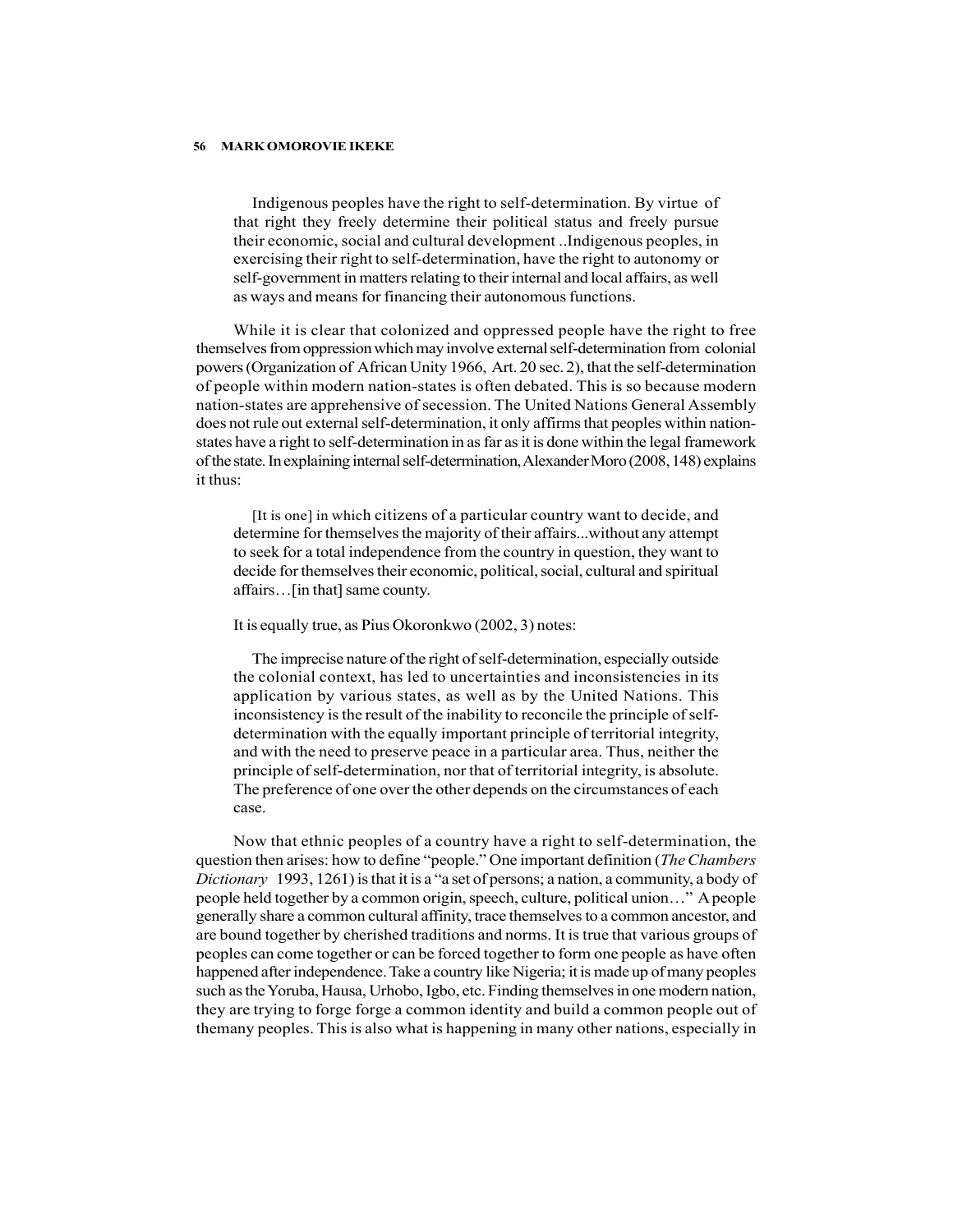> Indigenous peoples have the right to self-determination. By virtue of that right they freely determine their political status and freely pursue their economic, social and cultural development ..Indigenous peoples, in exercising their right to self-determination, have the right to autonomy or self-government in matters relating to their internal and local affairs, as well as ways and means for financing their autonomous functions.

While it is clear that colonized and oppressed people have the right to free themselves from oppression which may involve external self-determination from colonial powers (Organization of African Unity 1966, Art. 20 sec. 2), that the self-determination of people within modern nation-states is often debated. This is so because modern nation-states are apprehensive of secession. The United Nations General Assembly does not rule out external self-determination, it only affirms that peoples within nation-states have a right to self-determination in as far as it is done within the legal framework of the state. In explaining internal self-determination, Alexander Moro (2008, 148) explains it thus:

> [It is one] in which citizens of a particular country want to decide, and determine for themselves the majority of their affairs...without any attempt to seek for a total independence from the country in question, they want to decide for themselves their economic, political, social, cultural and spiritual affairs…[in that] same county.

It is equally true, as Pius Okoronkwo (2002, 3) notes:

> The imprecise nature of the right of self-determination, especially outside the colonial context, has led to uncertainties and inconsistencies in its application by various states, as well as by the United Nations. This inconsistency is the result of the inability to reconcile the principle of self-determination with the equally important principle of territorial integrity, and with the need to preserve peace in a particular area. Thus, neither the principle of self-determination, nor that of territorial integrity, is absolute. The preference of one over the other depends on the circumstances of each case.

Now that ethnic peoples of a country have a right to self-determination, the question then arises: how to define "people." One important definition (*The Chambers Dictionary* 1993, 1261) is that it is a "a set of persons; a nation, a community, a body of people held together by a common origin, speech, culture, political union…" A people generally share a common cultural affinity, trace themselves to a common ancestor, and are bound together by cherished traditions and norms. It is true that various groups of peoples can come together or can be forced together to form one people as have often happened after independence. Take a country like Nigeria; it is made up of many peoples such as the Yoruba, Hausa, Urhobo, Igbo, etc. Finding themselves in one modern nation, they are trying to forge forge a common identity and build a common people out of themany peoples. This is also what is happening in many other nations, especially in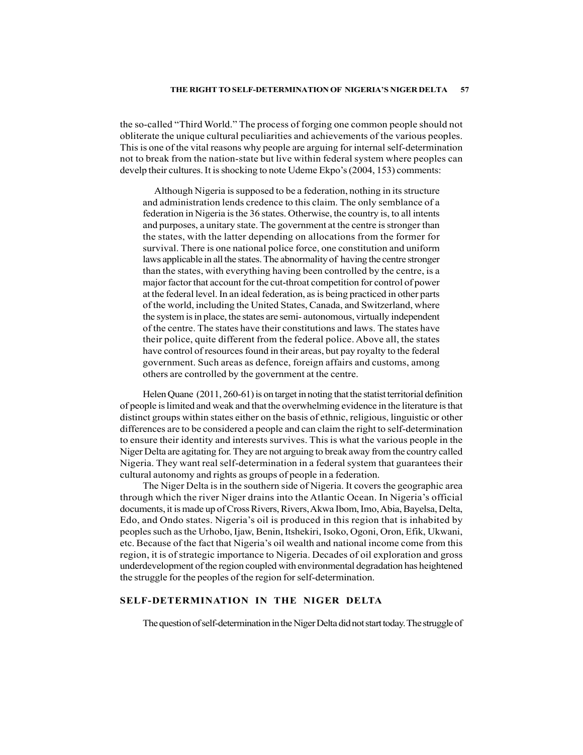the so-called "Third World." The process of forging one common people should not obliterate the unique cultural peculiarities and achievements of the various peoples. This is one of the vital reasons why people are arguing for internal self-determination not to break from the nation-state but live within federal system where peoples can develp their cultures. It is shocking to note Udeme Ekpo's (2004, 153) comments:

> Although Nigeria is supposed to be a federation, nothing in its structure and administration lends credence to this claim. The only semblance of a federation in Nigeria is the 36 states. Otherwise, the country is, to all intents and purposes, a unitary state. The government at the centre is stronger than the states, with the latter depending on allocations from the former for survival. There is one national police force, one constitution and uniform laws applicable in all the states. The abnormality of having the centre stronger than the states, with everything having been controlled by the centre, is a major factor that account for the cut-throat competition for control of power at the federal level. In an ideal federation, as is being practiced in other parts of the world, including the United States, Canada, and Switzerland, where the system is in place, the states are semi- autonomous, virtually independent of the centre. The states have their constitutions and laws. The states have their police, quite different from the federal police. Above all, the states have control of resources found in their areas, but pay royalty to the federal government. Such areas as defence, foreign affairs and customs, among others are controlled by the government at the centre.

Helen Quane (2011, 260-61) is on target in noting that the statist territorial definition of people is limited and weak and that the overwhelming evidence in the literature is that distinct groups within states either on the basis of ethnic, religious, linguistic or other differences are to be considered a people and can claim the right to self-determination to ensure their identity and interests survives. This is what the various people in the Niger Delta are agitating for. They are not arguing to break away from the country called Nigeria. They want real self-determination in a federal system that guarantees their cultural autonomy and rights as groups of people in a federation.

The Niger Delta is in the southern side of Nigeria. It covers the geographic area through which the river Niger drains into the Atlantic Ocean. In Nigeria's official documents, it is made up of Cross Rivers, Rivers, Akwa Ibom, Imo, Abia, Bayelsa, Delta, Edo, and Ondo states. Nigeria's oil is produced in this region that is inhabited by peoples such as the Urhobo, Ijaw, Benin, Itshekiri, Isoko, Ogoni, Oron, Efik, Ukwani, etc. Because of the fact that Nigeria's oil wealth and national income come from this region, it is of strategic importance to Nigeria. Decades of oil exploration and gross underdevelopment of the region coupled with environmental degradation has heightened the struggle for the peoples of the region for self-determination.

## SELF-DETERMINATION IN THE NIGER DELTA

The question of self-determination in the Niger Delta did not start today. The struggle of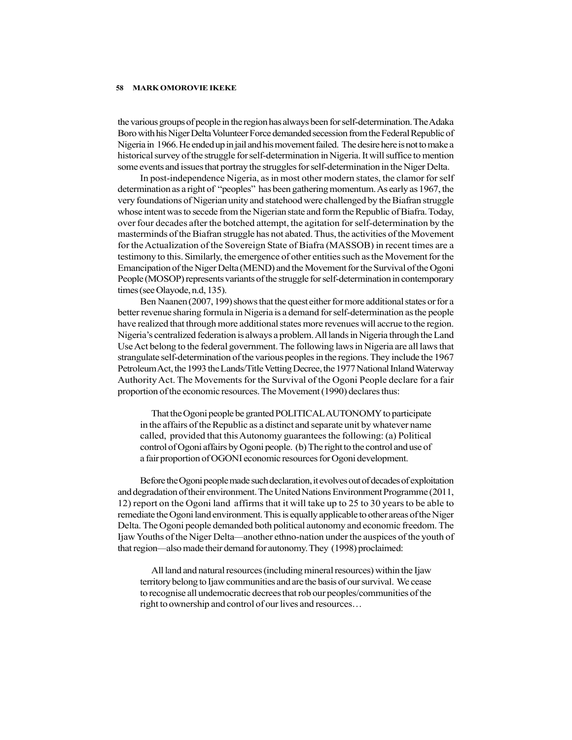the various groups of people in the region has always been for self-determination. The Adaka Boro with his Niger Delta Volunteer Force demanded secession from the Federal Republic of Nigeria in 1966. He ended up in jail and his movement failed. The desire here is not to make a historical survey of the struggle for self-determination in Nigeria. It will suffice to mention some events and issues that portray the struggles for self-determination in the Niger Delta.

In post-independence Nigeria, as in most other modern states, the clamor for self determination as a right of "peoples" has been gathering momentum. As early as 1967, the very foundations of Nigerian unity and statehood were challenged by the Biafran struggle whose intent was to secede from the Nigerian state and form the Republic of Biafra. Today, over four decades after the botched attempt, the agitation for self-determination by the masterminds of the Biafran struggle has not abated. Thus, the activities of the Movement for the Actualization of the Sovereign State of Biafra (MASSOB) in recent times are a testimony to this. Similarly, the emergence of other entities such as the Movement for the Emancipation of the Niger Delta (MEND) and the Movement for the Survival of the Ogoni People (MOSOP) represents variants of the struggle for self-determination in contemporary times (see Olayode, n.d, 135).

Ben Naanen (2007, 199) shows that the quest either for more additional states or for a better revenue sharing formula in Nigeria is a demand for self-determination as the people have realized that through more additional states more revenues will accrue to the region. Nigeria's centralized federation is always a problem. All lands in Nigeria through the Land Use Act belong to the federal government. The following laws in Nigeria are all laws that strangulate self-determination of the various peoples in the regions. They include the 1967 Petroleum Act, the 1993 the Lands/Title Vetting Decree, the 1977 National Inland Waterway Authority Act. The Movements for the Survival of the Ogoni People declare for a fair proportion of the economic resources. The Movement (1990) declares thus:

> That the Ogoni people be granted POLITICAL AUTONOMY to participate in the affairs of the Republic as a distinct and separate unit by whatever name called, provided that this Autonomy guarantees the following: (a) Political control of Ogoni affairs by Ogoni people. (b) The right to the control and use of a fair proportion of OGONI economic resources for Ogoni development.

Before the Ogoni people made such declaration, it evolves out of decades of exploitation and degradation of their environment. The United Nations Environment Programme (2011, 12) report on the Ogoni land affirms that it will take up to 25 to 30 years to be able to remediate the Ogoni land environment. This is equally applicable to other areas of the Niger Delta. The Ogoni people demanded both political autonomy and economic freedom. The Ijaw Youths of the Niger Delta—another ethno-nation under the auspices of the youth of that region—also made their demand for autonomy. They (1998) proclaimed:

> All land and natural resources (including mineral resources) within the Ijaw territory belong to Ijaw communities and are the basis of our survival. We cease to recognise all undemocratic decrees that rob our peoples/communities of the right to ownership and control of our lives and resources…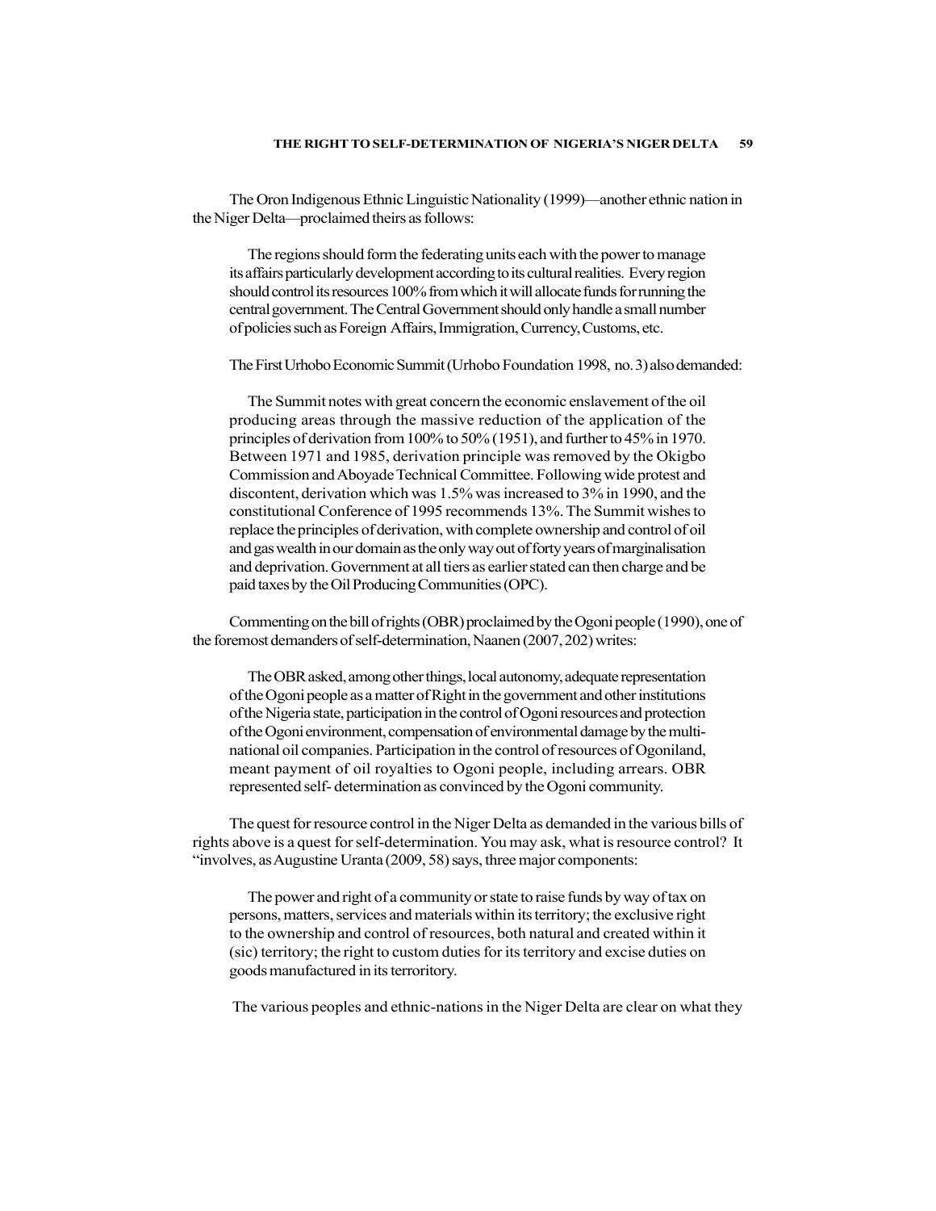The Oron Indigenous Ethnic Linguistic Nationality (1999)—another ethnic nation in the Niger Delta—proclaimed theirs as follows:

> The regions should form the federating units each with the power to manage its affairs particularly development according to its cultural realities. Every region should control its resources 100% from which it will allocate funds for running the central government. The Central Government should only handle a small number of policies such as Foreign Affairs, Immigration, Currency, Customs, etc.

The First Urhobo Economic Summit (Urhobo Foundation 1998, no. 3) also demanded:

> The Summit notes with great concern the economic enslavement of the oil producing areas through the massive reduction of the application of the principles of derivation from 100% to 50% (1951), and further to 45% in 1970. Between 1971 and 1985, derivation principle was removed by the Okigbo Commission and Aboyade Technical Committee. Following wide protest and discontent, derivation which was 1.5% was increased to 3% in 1990, and the constitutional Conference of 1995 recommends 13%. The Summit wishes to replace the principles of derivation, with complete ownership and control of oil and gas wealth in our domain as the only way out of forty years of marginalisation and deprivation. Government at all tiers as earlier stated can then charge and be paid taxes by the Oil Producing Communities (OPC).

Commenting on the bill of rights (OBR) proclaimed by the Ogoni people (1990), one of the foremost demanders of self-determination, Naanen (2007, 202) writes:

> The OBR asked, among other things, local autonomy, adequate representation of the Ogoni people as a matter of Right in the government and other institutions of the Nigeria state, participation in the control of Ogoni resources and protection of the Ogoni environment, compensation of environmental damage by the multi-national oil companies. Participation in the control of resources of Ogoniland, meant payment of oil royalties to Ogoni people, including arrears. OBR represented self- determination as convinced by the Ogoni community.

The quest for resource control in the Niger Delta as demanded in the various bills of rights above is a quest for self-determination. You may ask, what is resource control? It "involves, as Augustine Uranta (2009, 58) says, three major components:

> The power and right of a community or state to raise funds by way of tax on persons, matters, services and materials within its territory; the exclusive right to the ownership and control of resources, both natural and created within it (sic) territory; the right to custom duties for its territory and excise duties on goods manufactured in its terroritory.

The various peoples and ethnic-nations in the Niger Delta are clear on what they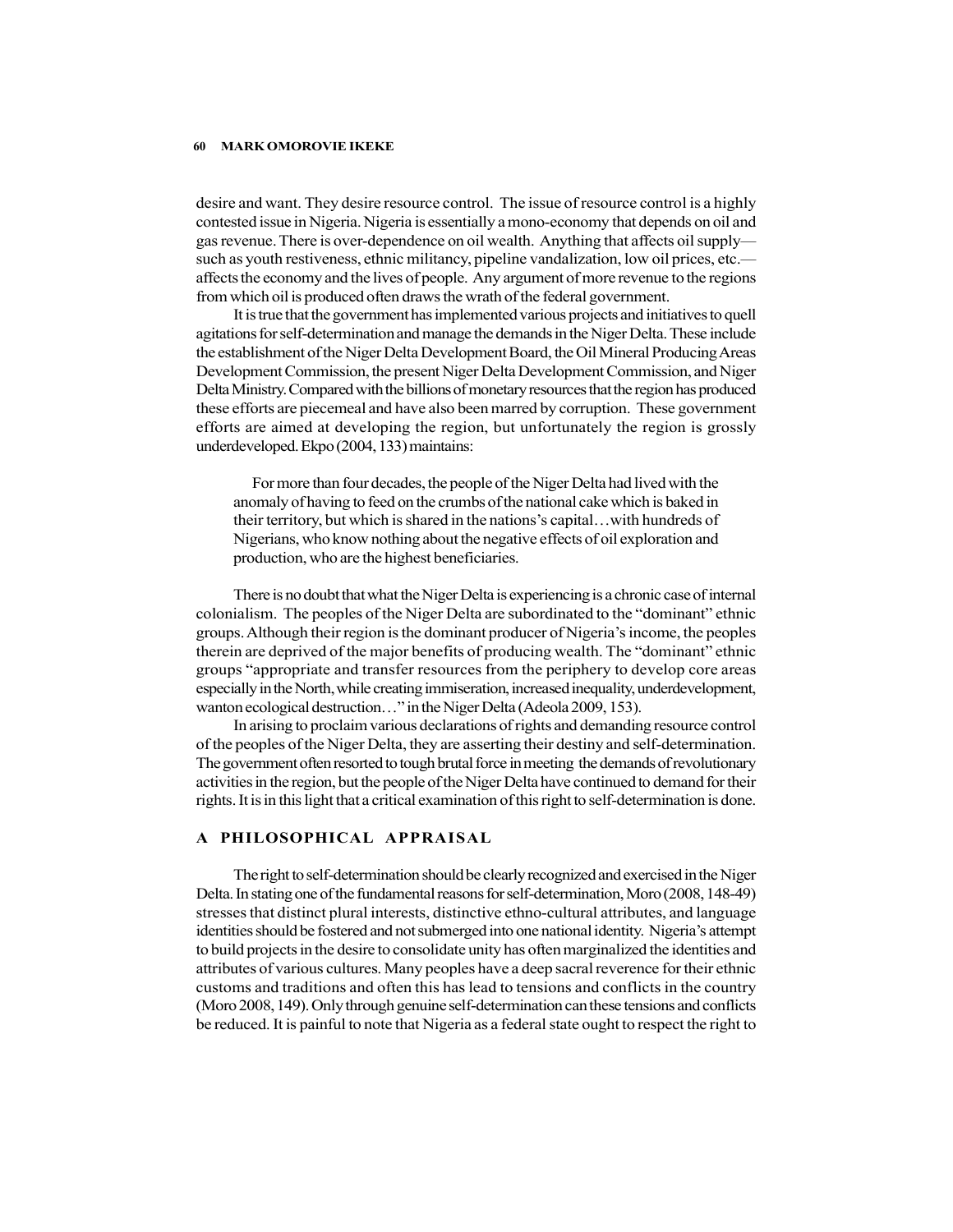desire and want. They desire resource control. The issue of resource control is a highly contested issue in Nigeria. Nigeria is essentially a mono-economy that depends on oil and gas revenue. There is over-dependence on oil wealth. Anything that affects oil supply—such as youth restiveness, ethnic militancy, pipeline vandalization, low oil prices, etc.—affects the economy and the lives of people. Any argument of more revenue to the regions from which oil is produced often draws the wrath of the federal government.

It is true that the government has implemented various projects and initiatives to quell agitations for self-determination and manage the demands in the Niger Delta. These include the establishment of the Niger Delta Development Board, the Oil Mineral Producing Areas Development Commission, the present Niger Delta Development Commission, and Niger Delta Ministry. Compared with the billions of monetary resources that the region has produced these efforts are piecemeal and have also been marred by corruption. These government efforts are aimed at developing the region, but unfortunately the region is grossly underdeveloped. Ekpo (2004, 133) maintains:

> For more than four decades, the people of the Niger Delta had lived with the anomaly of having to feed on the crumbs of the national cake which is baked in their territory, but which is shared in the nations's capital…with hundreds of Nigerians, who know nothing about the negative effects of oil exploration and production, who are the highest beneficiaries.

There is no doubt that what the Niger Delta is experiencing is a chronic case of internal colonialism. The peoples of the Niger Delta are subordinated to the "dominant" ethnic groups. Although their region is the dominant producer of Nigeria's income, the peoples therein are deprived of the major benefits of producing wealth. The "dominant" ethnic groups "appropriate and transfer resources from the periphery to develop core areas especially in the North, while creating immiseration, increased inequality, underdevelopment, wanton ecological destruction…" in the Niger Delta (Adeola 2009, 153).

In arising to proclaim various declarations of rights and demanding resource control of the peoples of the Niger Delta, they are asserting their destiny and self-determination. The government often resorted to tough brutal force in meeting the demands of revolutionary activities in the region, but the people of the Niger Delta have continued to demand for their rights. It is in this light that a critical examination of this right to self-determination is done.

## A PHILOSOPHICAL APPRAISAL

The right to self-determination should be clearly recognized and exercised in the Niger Delta. In stating one of the fundamental reasons for self-determination, Moro (2008, 148-49) stresses that distinct plural interests, distinctive ethno-cultural attributes, and language identities should be fostered and not submerged into one national identity. Nigeria's attempt to build projects in the desire to consolidate unity has often marginalized the identities and attributes of various cultures. Many peoples have a deep sacral reverence for their ethnic customs and traditions and often this has lead to tensions and conflicts in the country (Moro 2008, 149). Only through genuine self-determination can these tensions and conflicts be reduced. It is painful to note that Nigeria as a federal state ought to respect the right to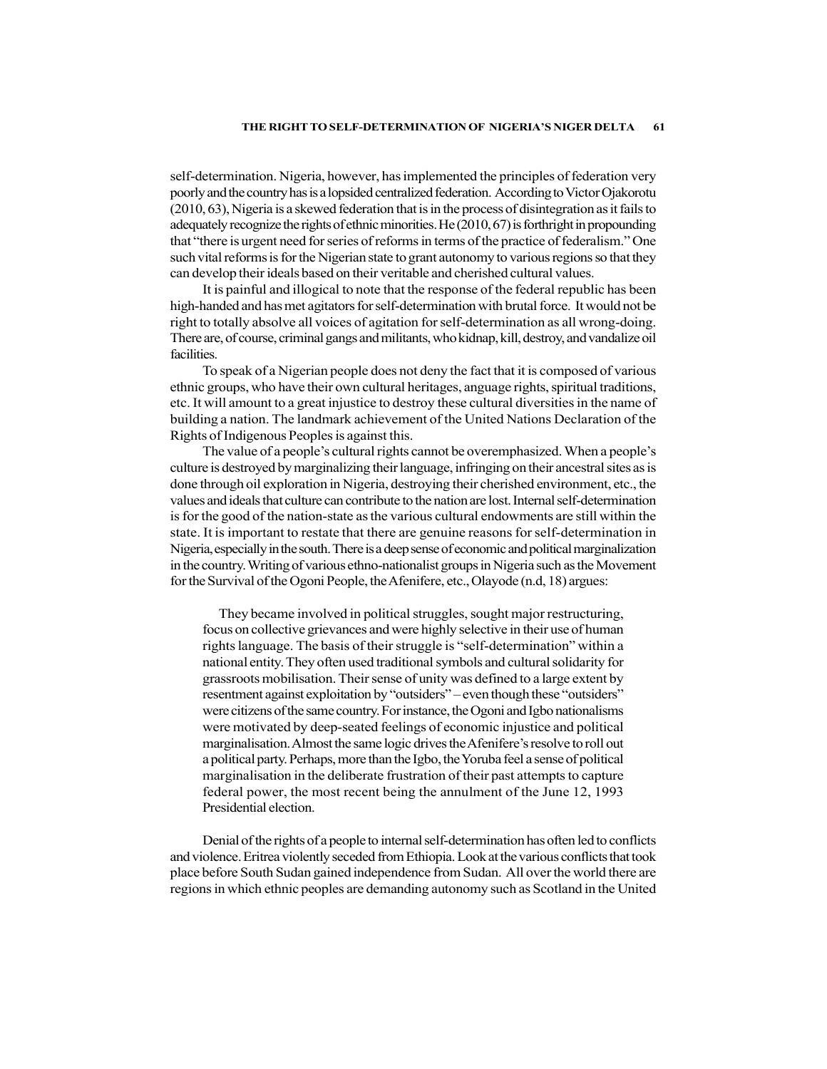self-determination. Nigeria, however, has implemented the principles of federation very poorly and the country has is a lopsided centralized federation. According to Victor Ojakorotu (2010, 63), Nigeria is a skewed federation that is in the process of disintegration as it fails to adequately recognize the rights of ethnic minorities. He (2010, 67) is forthright in propounding that "there is urgent need for series of reforms in terms of the practice of federalism." One such vital reforms is for the Nigerian state to grant autonomy to various regions so that they can develop their ideals based on their veritable and cherished cultural values.

It is painful and illogical to note that the response of the federal republic has been high-handed and has met agitators for self-determination with brutal force. It would not be right to totally absolve all voices of agitation for self-determination as all wrong-doing. There are, of course, criminal gangs and militants, who kidnap, kill, destroy, and vandalize oil facilities.

To speak of a Nigerian people does not deny the fact that it is composed of various ethnic groups, who have their own cultural heritages, anguage rights, spiritual traditions, etc. It will amount to a great injustice to destroy these cultural diversities in the name of building a nation. The landmark achievement of the United Nations Declaration of the Rights of Indigenous Peoples is against this.

The value of a people's cultural rights cannot be overemphasized. When a people's culture is destroyed by marginalizing their language, infringing on their ancestral sites as is done through oil exploration in Nigeria, destroying their cherished environment, etc., the values and ideals that culture can contribute to the nation are lost. Internal self-determination is for the good of the nation-state as the various cultural endowments are still within the state. It is important to restate that there are genuine reasons for self-determination in Nigeria, especially in the south. There is a deep sense of economic and political marginalization in the country. Writing of various ethno-nationalist groups in Nigeria such as the Movement for the Survival of the Ogoni People, the Afenifere, etc., Olayode (n.d, 18) argues:

> They became involved in political struggles, sought major restructuring, focus on collective grievances and were highly selective in their use of human rights language. The basis of their struggle is "self-determination" within a national entity. They often used traditional symbols and cultural solidarity for grassroots mobilisation. Their sense of unity was defined to a large extent by resentment against exploitation by "outsiders" – even though these "outsiders" were citizens of the same country. For instance, the Ogoni and Igbo nationalisms were motivated by deep-seated feelings of economic injustice and political marginalisation. Almost the same logic drives the Afenifere's resolve to roll out a political party. Perhaps, more than the Igbo, the Yoruba feel a sense of political marginalisation in the deliberate frustration of their past attempts to capture federal power, the most recent being the annulment of the June 12, 1993 Presidential election.

Denial of the rights of a people to internal self-determination has often led to conflicts and violence. Eritrea violently seceded from Ethiopia. Look at the various conflicts that took place before South Sudan gained independence from Sudan. All over the world there are regions in which ethnic peoples are demanding autonomy such as Scotland in the United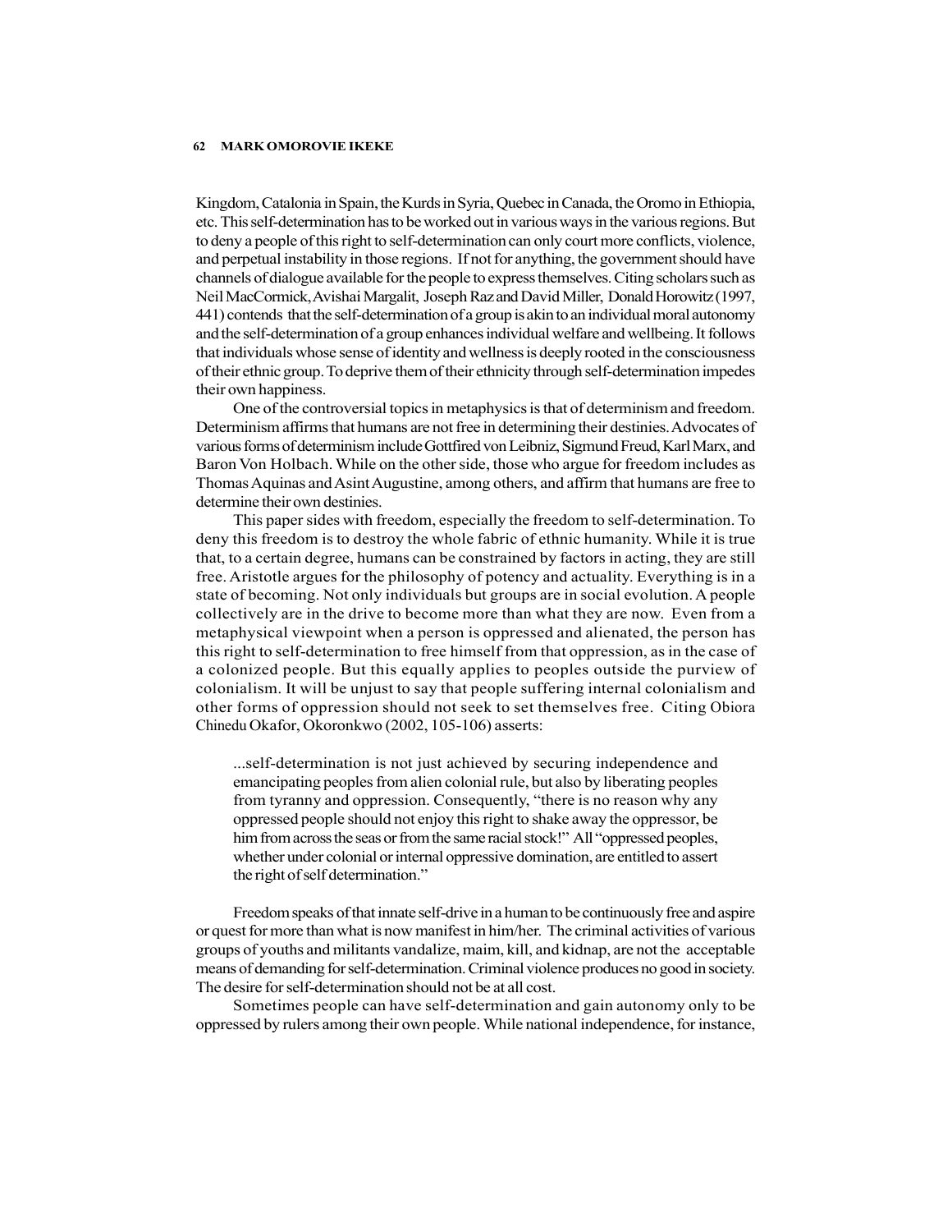Kingdom, Catalonia in Spain, the Kurds in Syria, Quebec in Canada, the Oromo in Ethiopia, etc. This self-determination has to be worked out in various ways in the various regions. But to deny a people of this right to self-determination can only court more conflicts, violence, and perpetual instability in those regions. If not for anything, the government should have channels of dialogue available for the people to express themselves. Citing scholars such as Neil MacCormick, Avishai Margalit, Joseph Raz and David Miller, Donald Horowitz (1997, 441) contends that the self-determination of a group is akin to an individual moral autonomy and the self-determination of a group enhances individual welfare and wellbeing. It follows that individuals whose sense of identity and wellness is deeply rooted in the consciousness of their ethnic group. To deprive them of their ethnicity through self-determination impedes their own happiness.

One of the controversial topics in metaphysics is that of determinism and freedom. Determinism affirms that humans are not free in determining their destinies. Advocates of various forms of determinism include Gottfired von Leibniz, Sigmund Freud, Karl Marx, and Baron Von Holbach. While on the other side, those who argue for freedom includes as Thomas Aquinas and Asint Augustine, among others, and affirm that humans are free to determine their own destinies.

This paper sides with freedom, especially the freedom to self-determination. To deny this freedom is to destroy the whole fabric of ethnic humanity. While it is true that, to a certain degree, humans can be constrained by factors in acting, they are still free. Aristotle argues for the philosophy of potency and actuality. Everything is in a state of becoming. Not only individuals but groups are in social evolution. A people collectively are in the drive to become more than what they are now. Even from a metaphysical viewpoint when a person is oppressed and alienated, the person has this right to self-determination to free himself from that oppression, as in the case of a colonized people. But this equally applies to peoples outside the purview of colonialism. It will be unjust to say that people suffering internal colonialism and other forms of oppression should not seek to set themselves free. Citing Obiora Chinedu Okafor, Okoronkwo (2002, 105-106) asserts:

> ...self-determination is not just achieved by securing independence and emancipating peoples from alien colonial rule, but also by liberating peoples from tyranny and oppression. Consequently, "there is no reason why any oppressed people should not enjoy this right to shake away the oppressor, be him from across the seas or from the same racial stock!" All "oppressed peoples, whether under colonial or internal oppressive domination, are entitled to assert the right of self determination."

Freedom speaks of that innate self-drive in a human to be continuously free and aspire or quest for more than what is now manifest in him/her. The criminal activities of various groups of youths and militants vandalize, maim, kill, and kidnap, are not the acceptable means of demanding for self-determination. Criminal violence produces no good in society. The desire for self-determination should not be at all cost.

Sometimes people can have self-determination and gain autonomy only to be oppressed by rulers among their own people. While national independence, for instance,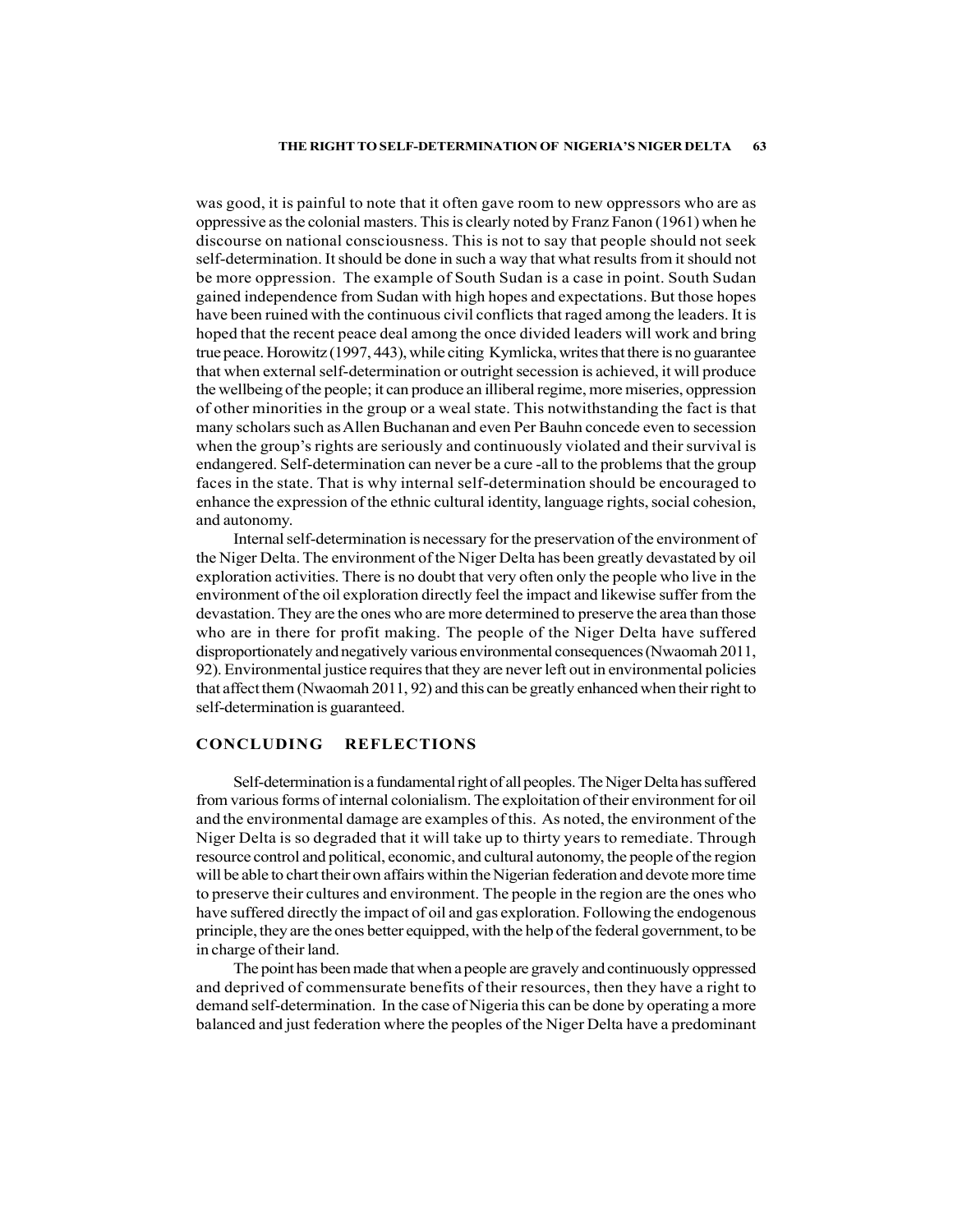was good, it is painful to note that it often gave room to new oppressors who are as oppressive as the colonial masters. This is clearly noted by Franz Fanon (1961) when he discourse on national consciousness. This is not to say that people should not seek self-determination. It should be done in such a way that what results from it should not be more oppression. The example of South Sudan is a case in point. South Sudan gained independence from Sudan with high hopes and expectations. But those hopes have been ruined with the continuous civil conflicts that raged among the leaders. It is hoped that the recent peace deal among the once divided leaders will work and bring true peace. Horowitz (1997, 443), while citing Kymlicka, writes that there is no guarantee that when external self-determination or outright secession is achieved, it will produce the wellbeing of the people; it can produce an illiberal regime, more miseries, oppression of other minorities in the group or a weal state. This notwithstanding the fact is that many scholars such as Allen Buchanan and even Per Bauhn concede even to secession when the group's rights are seriously and continuously violated and their survival is endangered. Self-determination can never be a cure -all to the problems that the group faces in the state. That is why internal self-determination should be encouraged to enhance the expression of the ethnic cultural identity, language rights, social cohesion, and autonomy.

Internal self-determination is necessary for the preservation of the environment of the Niger Delta. The environment of the Niger Delta has been greatly devastated by oil exploration activities. There is no doubt that very often only the people who live in the environment of the oil exploration directly feel the impact and likewise suffer from the devastation. They are the ones who are more determined to preserve the area than those who are in there for profit making. The people of the Niger Delta have suffered disproportionately and negatively various environmental consequences (Nwaomah 2011, 92). Environmental justice requires that they are never left out in environmental policies that affect them (Nwaomah 2011, 92) and this can be greatly enhanced when their right to self-determination is guaranteed.

## CONCLUDING REFLECTIONS

Self-determination is a fundamental right of all peoples. The Niger Delta has suffered from various forms of internal colonialism. The exploitation of their environment for oil and the environmental damage are examples of this. As noted, the environment of the Niger Delta is so degraded that it will take up to thirty years to remediate. Through resource control and political, economic, and cultural autonomy, the people of the region will be able to chart their own affairs within the Nigerian federation and devote more time to preserve their cultures and environment. The people in the region are the ones who have suffered directly the impact of oil and gas exploration. Following the endogenous principle, they are the ones better equipped, with the help of the federal government, to be in charge of their land.

The point has been made that when a people are gravely and continuously oppressed and deprived of commensurate benefits of their resources, then they have a right to demand self-determination. In the case of Nigeria this can be done by operating a more balanced and just federation where the peoples of the Niger Delta have a predominant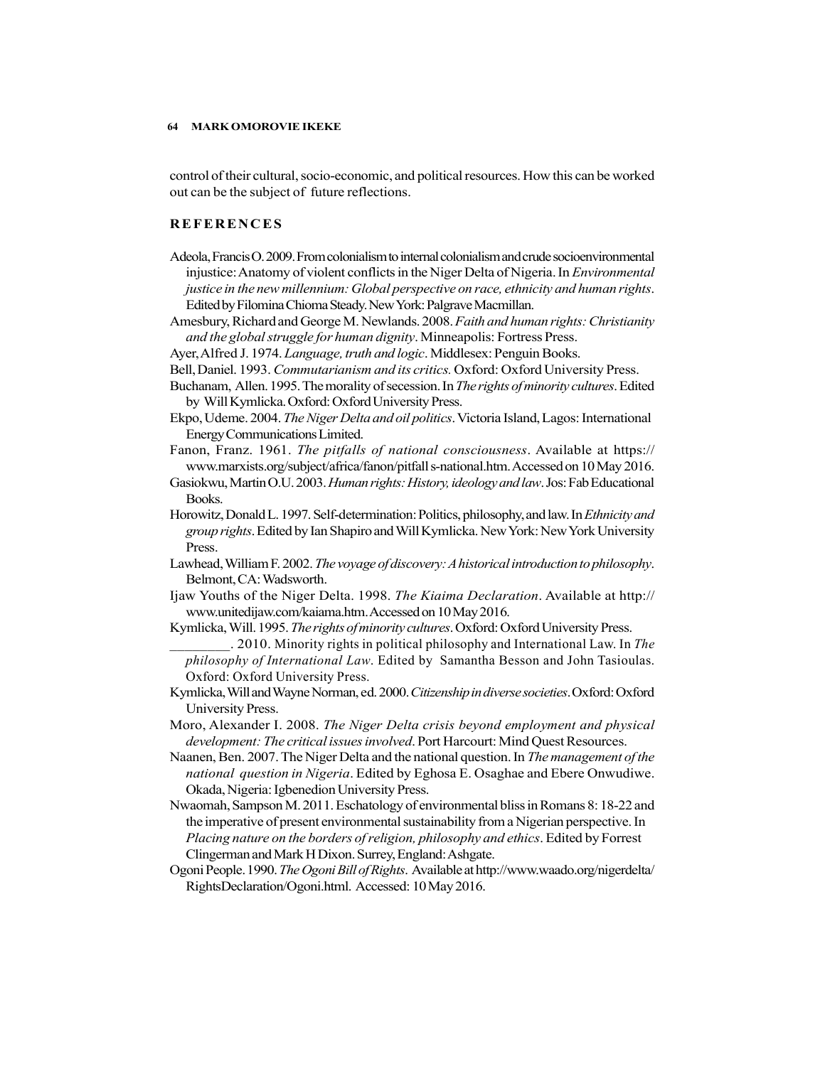control of their cultural, socio-economic, and political resources. How this can be worked out can be the subject of future reflections.

## REFERENCES

Adeola, Francis O. 2009. From colonialism to internal colonialism and crude socioenvironmental injustice: Anatomy of violent conflicts in the Niger Delta of Nigeria. In *Environmental justice in the new millennium: Global perspective on race, ethnicity and human rights*. Edited by Filomina Chioma Steady. New York: Palgrave Macmillan.

Amesbury, Richard and George M. Newlands. 2008. *Faith and human rights: Christianity and the global struggle for human dignity*. Minneapolis: Fortress Press.

Ayer, Alfred J. 1974. *Language, truth and logic*. Middlesex: Penguin Books.

Bell, Daniel. 1993. *Commutarianism and its critics.* Oxford: Oxford University Press.

Buchanam, Allen. 1995. The morality of secession. In *The rights of minority cultures*. Edited by Will Kymlicka. Oxford: Oxford University Press.

Ekpo, Udeme. 2004. *The Niger Delta and oil politics*. Victoria Island, Lagos: International Energy Communications Limited.

Fanon, Franz. 1961. *The pitfalls of national consciousness*. Available at https://www.marxists.org/subject/africa/fanon/pitfall s-national.htm. Accessed on 10 May 2016.

Gasiokwu, Martin O.U. 2003. *Human rights: History, ideology and law*. Jos: Fab Educational Books.

Horowitz, Donald L. 1997. Self-determination: Politics, philosophy, and law. In *Ethnicity and group rights*. Edited by Ian Shapiro and Will Kymlicka. New York: New York University Press.

Lawhead, William F. 2002. *The voyage of discovery: A historical introduction to philosophy*. Belmont, CA: Wadsworth.

Ijaw Youths of the Niger Delta. 1998. *The Kiaima Declaration*. Available at http://www.unitedijaw.com/kaiama.htm. Accessed on 10 May 2016.

Kymlicka, Will. 1995. *The rights of minority cultures*. Oxford: Oxford University Press.

_________. 2010. Minority rights in political philosophy and International Law. In *The philosophy of International Law*. Edited by Samantha Besson and John Tasioulas. Oxford: Oxford University Press.

Kymlicka, Will and Wayne Norman, ed. 2000. *Citizenship in diverse societies*. Oxford: Oxford University Press.

Moro, Alexander I. 2008. *The Niger Delta crisis beyond employment and physical development: The critical issues involved*. Port Harcourt: Mind Quest Resources.

Naanen, Ben. 2007. The Niger Delta and the national question. In *The management of the national question in Nigeria*. Edited by Eghosa E. Osaghae and Ebere Onwudiwe. Okada, Nigeria: Igbenedion University Press.

Nwaomah, Sampson M. 2011. Eschatology of environmental bliss in Romans 8: 18-22 and the imperative of present environmental sustainability from a Nigerian perspective. In *Placing nature on the borders of religion, philosophy and ethics*. Edited by Forrest Clingerman and Mark H Dixon. Surrey, England: Ashgate.

Ogoni People. 1990. *The Ogoni Bill of Rights*. Available at http://www.waado.org/nigerdelta/RightsDeclaration/Ogoni.html. Accessed: 10 May 2016.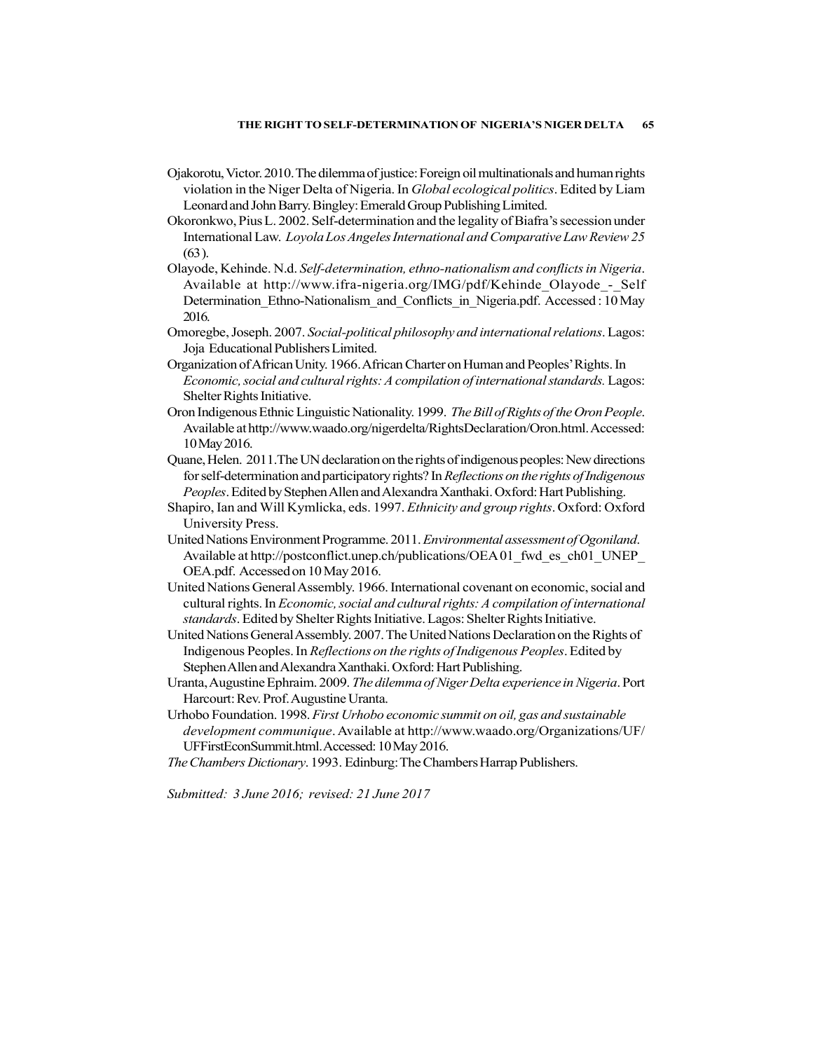Ojakorotu, Victor. 2010. The dilemma of justice: Foreign oil multinationals and human rights violation in the Niger Delta of Nigeria. In *Global ecological politics*. Edited by Liam Leonard and John Barry. Bingley: Emerald Group Publishing Limited.

Okoronkwo, Pius L. 2002. Self-determination and the legality of Biafra's secession under International Law. *Loyola Los Angeles International and Comparative Law Review 25* (63 ).

Olayode, Kehinde. N.d. *Self-determination, ethno-nationalism and conflicts in Nigeria*. Available at http://www.ifra-nigeria.org/IMG/pdf/Kehinde_Olayode_-_Self Determination_Ethno-Nationalism_and_Conflicts_in_Nigeria.pdf. Accessed : 10 May 2016.

Omoregbe, Joseph. 2007. *Social-political philosophy and international relations*. Lagos: Joja Educational Publishers Limited.

Organization of African Unity. 1966. African Charter on Human and Peoples' Rights. In *Economic, social and cultural rights: A compilation of international standards.* Lagos: Shelter Rights Initiative.

Oron Indigenous Ethnic Linguistic Nationality. 1999. *The Bill of Rights of the Oron People*. Available at http://www.waado.org/nigerdelta/RightsDeclaration/Oron.html. Accessed: 10 May 2016.

Quane, Helen. 2011.The UN declaration on the rights of indigenous peoples: New directions for self-determination and participatory rights? In *Reflections on the rights of Indigenous Peoples*. Edited by Stephen Allen and Alexandra Xanthaki. Oxford: Hart Publishing.

Shapiro, Ian and Will Kymlicka, eds. 1997. *Ethnicity and group rights*. Oxford: Oxford University Press.

United Nations Environment Programme. 2011. *Environmental assessment of Ogoniland*. Available at http://postconflict.unep.ch/publications/OEA 01_fwd_es_ch01_UNEP_ OEA.pdf. Accessed on 10 May 2016.

United Nations General Assembly. 1966. International covenant on economic, social and cultural rights. In *Economic, social and cultural rights: A compilation of international standards*. Edited by Shelter Rights Initiative. Lagos: Shelter Rights Initiative.

United Nations General Assembly. 2007. The United Nations Declaration on the Rights of Indigenous Peoples. In *Reflections on the rights of Indigenous Peoples*. Edited by Stephen Allen and Alexandra Xanthaki. Oxford: Hart Publishing.

Uranta, Augustine Ephraim. 2009. *The dilemma of Niger Delta experience in Nigeria*. Port Harcourt: Rev. Prof. Augustine Uranta.

Urhobo Foundation. 1998. *First Urhobo economic summit on oil, gas and sustainable development communique*. Available at http://www.waado.org/Organizations/UF/ UFFirstEconSummit.html. Accessed: 10 May 2016.

*The Chambers Dictionary*. 1993. Edinburg: The Chambers Harrap Publishers.

*Submitted: 3 June 2016; revised: 21 June 2017*